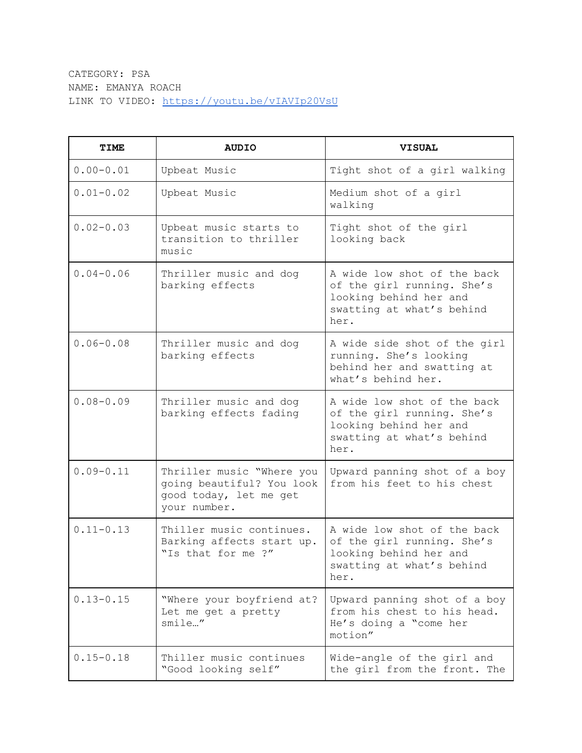CATEGORY: PSA
NAME: EMANYA ROACH
LINK TO VIDEO: https://youtu.be/vIAVIp20VsU

| TIME | AUDIO | VISUAL |
|---|---|---|
| 0.00-0.01 | Upbeat Music | Tight shot of a girl walking |
| 0.01-0.02 | Upbeat Music | Medium shot of a girl walking |
| 0.02-0.03 | Upbeat music starts to transition to thriller music | Tight shot of the girl looking back |
| 0.04-0.06 | Thriller music and dog barking effects | A wide low shot of the back of the girl running. She's looking behind her and swatting at what's behind her. |
| 0.06-0.08 | Thriller music and dog barking effects | A wide side shot of the girl running. She's looking behind her and swatting at what's behind her. |
| 0.08-0.09 | Thriller music and dog barking effects fading | A wide low shot of the back of the girl running. She's looking behind her and swatting at what's behind her. |
| 0.09-0.11 | Thriller music "Where you going beautiful? You look good today, let me get your number. | Upward panning shot of a boy from his feet to his chest |
| 0.11-0.13 | Thiller music continues. Barking affects start up. "Is that for me ?" | A wide low shot of the back of the girl running. She's looking behind her and swatting at what's behind her. |
| 0.13-0.15 | "Where your boyfriend at? Let me get a pretty smile…" | Upward panning shot of a boy from his chest to his head. He's doing a "come her motion" |
| 0.15-0.18 | Thiller music continues "Good looking self" | Wide-angle of the girl and the girl from the front. The |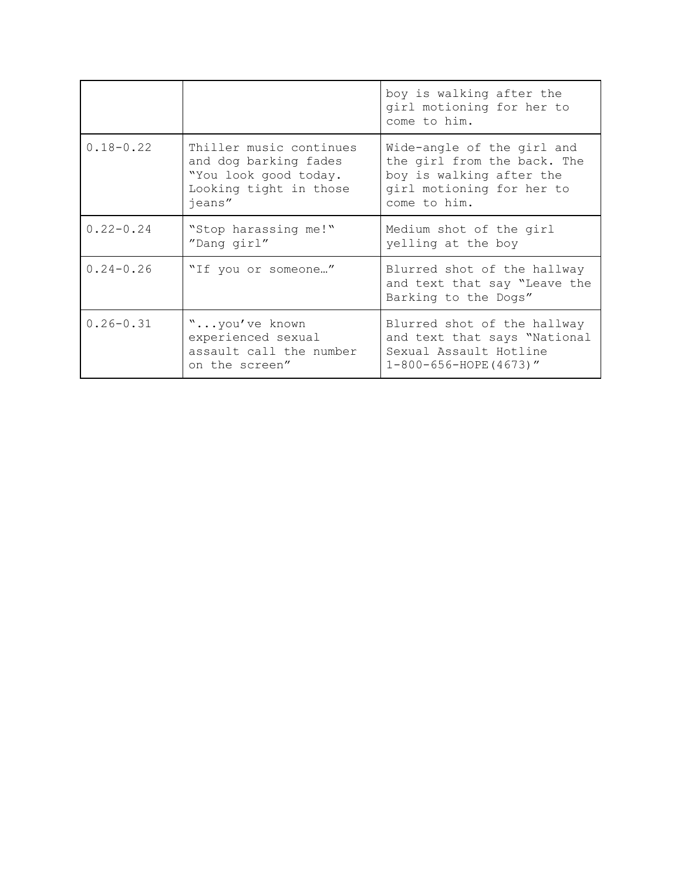| | | |
|---|---|---|
| | | boy is walking after the girl motioning for her to come to him. |
| 0.18-0.22 | Thiller music continues and dog barking fades "You look good today. Looking tight in those jeans" | Wide-angle of the girl and the girl from the back. The boy is walking after the girl motioning for her to come to him. |
| 0.22-0.24 | "Stop harassing me!" "Dang girl" | Medium shot of the girl yelling at the boy |
| 0.24-0.26 | "If you or someone…" | Blurred shot of the hallway and text that say "Leave the Barking to the Dogs" |
| 0.26-0.31 | "...you've known experienced sexual assault call the number on the screen" | Blurred shot of the hallway and text that says "National Sexual Assault Hotline 1-800-656-HOPE(4673)" |